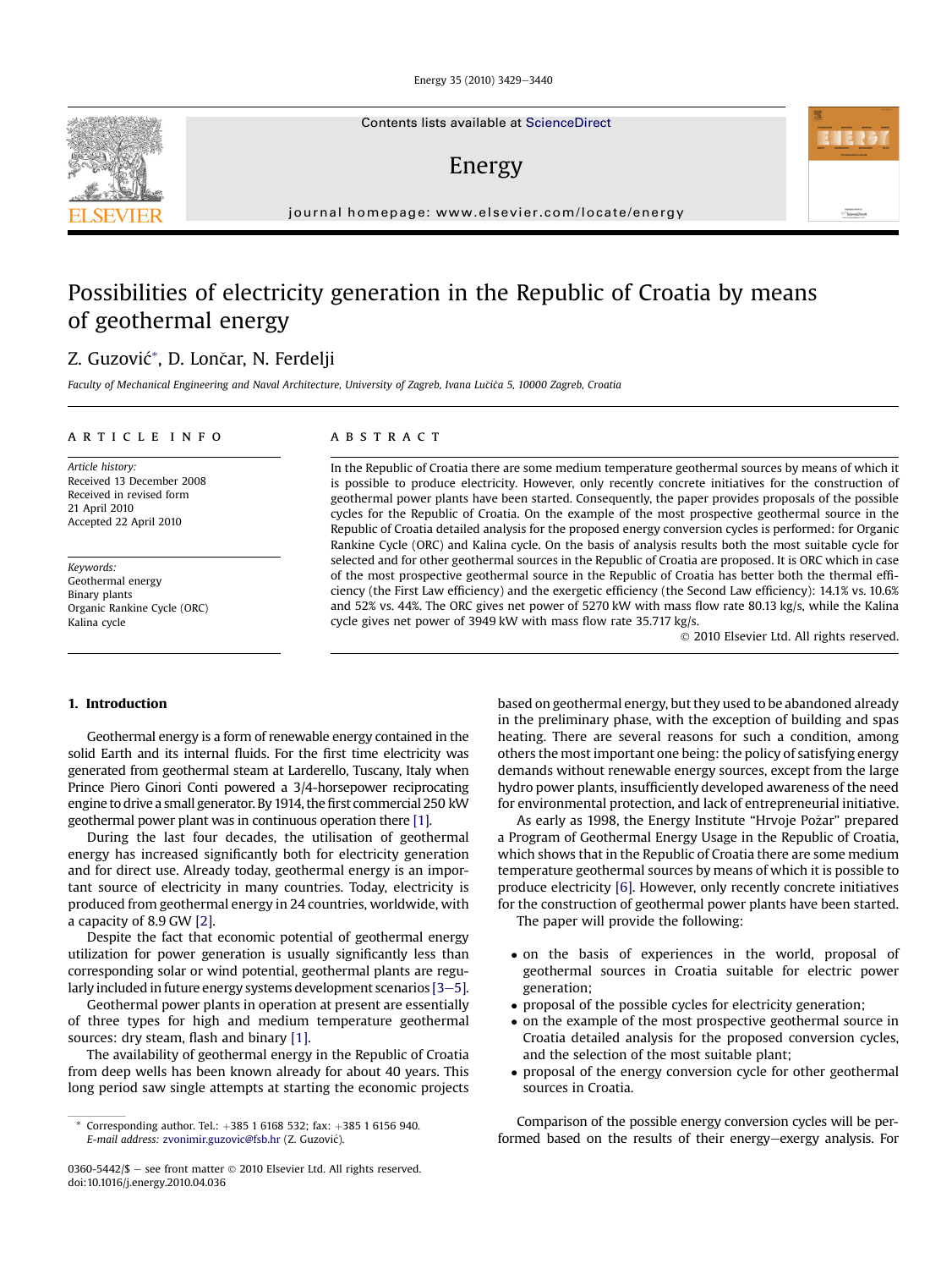# Possibilities of electricity generation in the Republic of Croatia by means of geothermal energy

Z. Guzović*, D. Lončar, N. Ferdelji

*Faculty of Mechanical Engineering and Naval Architecture, University of Zagreb, Ivana Lučića 5, 10000 Zagreb, Croatia*

## ARTICLE INFO

*Article history:*
Received 13 December 2008
Received in revised form
21 April 2010
Accepted 22 April 2010

*Keywords:*
Geothermal energy
Binary plants
Organic Rankine Cycle (ORC)
Kalina cycle

## ABSTRACT

In the Republic of Croatia there are some medium temperature geothermal sources by means of which it is possible to produce electricity. However, only recently concrete initiatives for the construction of geothermal power plants have been started. Consequently, the paper provides proposals of the possible cycles for the Republic of Croatia. On the example of the most prospective geothermal source in the Republic of Croatia detailed analysis for the proposed energy conversion cycles is performed: for Organic Rankine Cycle (ORC) and Kalina cycle. On the basis of analysis results both the most suitable cycle for selected and for other geothermal sources in the Republic of Croatia are proposed. It is ORC which in case of the most prospective geothermal source in the Republic of Croatia has better both the thermal efficiency (the First Law efficiency) and the exergetic efficiency (the Second Law efficiency): 14.1% vs. 10.6% and 52% vs. 44%. The ORC gives net power of 5270 kW with mass flow rate 80.13 kg/s, while the Kalina cycle gives net power of 3949 kW with mass flow rate 35.717 kg/s.

© 2010 Elsevier Ltd. All rights reserved.

## 1. Introduction

Geothermal energy is a form of renewable energy contained in the solid Earth and its internal fluids. For the first time electricity was generated from geothermal steam at Larderello, Tuscany, Italy when Prince Piero Ginori Conti powered a 3/4-horsepower reciprocating engine to drive a small generator. By 1914, the first commercial 250 kW geothermal power plant was in continuous operation there [1].

During the last four decades, the utilisation of geothermal energy has increased significantly both for electricity generation and for direct use. Already today, geothermal energy is an important source of electricity in many countries. Today, electricity is produced from geothermal energy in 24 countries, worldwide, with a capacity of 8.9 GW [2].

Despite the fact that economic potential of geothermal energy utilization for power generation is usually significantly less than corresponding solar or wind potential, geothermal plants are regularly included in future energy systems development scenarios [3–5].

Geothermal power plants in operation at present are essentially of three types for high and medium temperature geothermal sources: dry steam, flash and binary [1].

The availability of geothermal energy in the Republic of Croatia from deep wells has been known already for about 40 years. This long period saw single attempts at starting the economic projects based on geothermal energy, but they used to be abandoned already in the preliminary phase, with the exception of building and spas heating. There are several reasons for such a condition, among others the most important one being: the policy of satisfying energy demands without renewable energy sources, except from the large hydro power plants, insufficiently developed awareness of the need for environmental protection, and lack of entrepreneurial initiative.

As early as 1998, the Energy Institute "Hrvoje Požar" prepared a Program of Geothermal Energy Usage in the Republic of Croatia, which shows that in the Republic of Croatia there are some medium temperature geothermal sources by means of which it is possible to produce electricity [6]. However, only recently concrete initiatives for the construction of geothermal power plants have been started.

The paper will provide the following:

- on the basis of experiences in the world, proposal of geothermal sources in Croatia suitable for electric power generation;
- proposal of the possible cycles for electricity generation;
- on the example of the most prospective geothermal source in Croatia detailed analysis for the proposed conversion cycles, and the selection of the most suitable plant;
- proposal of the energy conversion cycle for other geothermal sources in Croatia.

Comparison of the possible energy conversion cycles will be performed based on the results of their energy–exergy analysis. For

---

* Corresponding author. Tel.: +385 1 6168 532; fax: +385 1 6156 940.
*E-mail address:* zvonimir.guzovic@fsb.hr (Z. Guzović).

0360-5442/$ – see front matter © 2010 Elsevier Ltd. All rights reserved.
doi:10.1016/j.energy.2010.04.036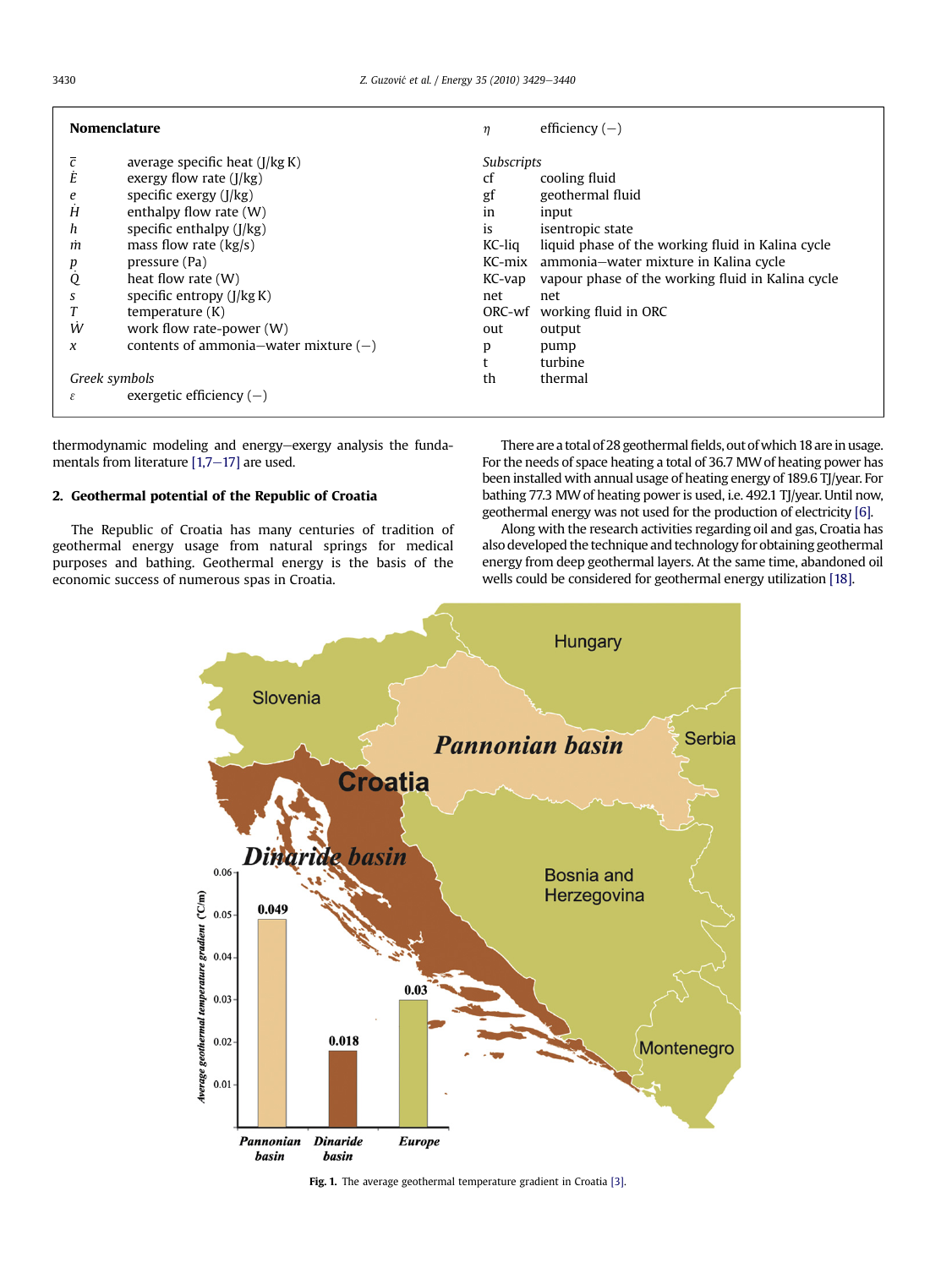## Nomenclature

| | |
|---|---|
| $\bar{c}$ | average specific heat (J/kg K) |
| $\dot{E}$ | exergy flow rate (J/kg) |
| $e$ | specific exergy (J/kg) |
| $\dot{H}$ | enthalpy flow rate (W) |
| $h$ | specific enthalpy (J/kg) |
| $\dot{m}$ | mass flow rate (kg/s) |
| $p$ | pressure (Pa) |
| $\dot{Q}$ | heat flow rate (W) |
| $s$ | specific entropy (J/kg K) |
| $T$ | temperature (K) |
| $\dot{W}$ | work flow rate-power (W) |
| $x$ | contents of ammonia–water mixture (–) |

*Greek symbols*

| | |
|---|---|
| $\varepsilon$ | exergetic efficiency (–) |
| $\eta$ | efficiency (–) |

*Subscripts*

| | |
|---|---|
| cf | cooling fluid |
| gf | geothermal fluid |
| in | input |
| is | isentropic state |
| KC-liq | liquid phase of the working fluid in Kalina cycle |
| KC-mix | ammonia–water mixture in Kalina cycle |
| KC-vap | vapour phase of the working fluid in Kalina cycle |
| net | net |
| ORC-wf | working fluid in ORC |
| out | output |
| p | pump |
| t | turbine |
| th | thermal |

thermodynamic modeling and energy–exergy analysis the fundamentals from literature [1,7–17] are used.

## 2. Geothermal potential of the Republic of Croatia

The Republic of Croatia has many centuries of tradition of geothermal energy usage from natural springs for medical purposes and bathing. Geothermal energy is the basis of the economic success of numerous spas in Croatia.

There are a total of 28 geothermal fields, out of which 18 are in usage. For the needs of space heating a total of 36.7 MW of heating power has been installed with annual usage of heating energy of 189.6 TJ/year. For bathing 77.3 MW of heating power is used, i.e. 492.1 TJ/year. Until now, geothermal energy was not used for the production of electricity [6].

Along with the research activities regarding oil and gas, Croatia has also developed the technique and technology for obtaining geothermal energy from deep geothermal layers. At the same time, abandoned oil wells could be considered for geothermal energy utilization [18].

**Fig. 1.** The average geothermal temperature gradient in Croatia [3].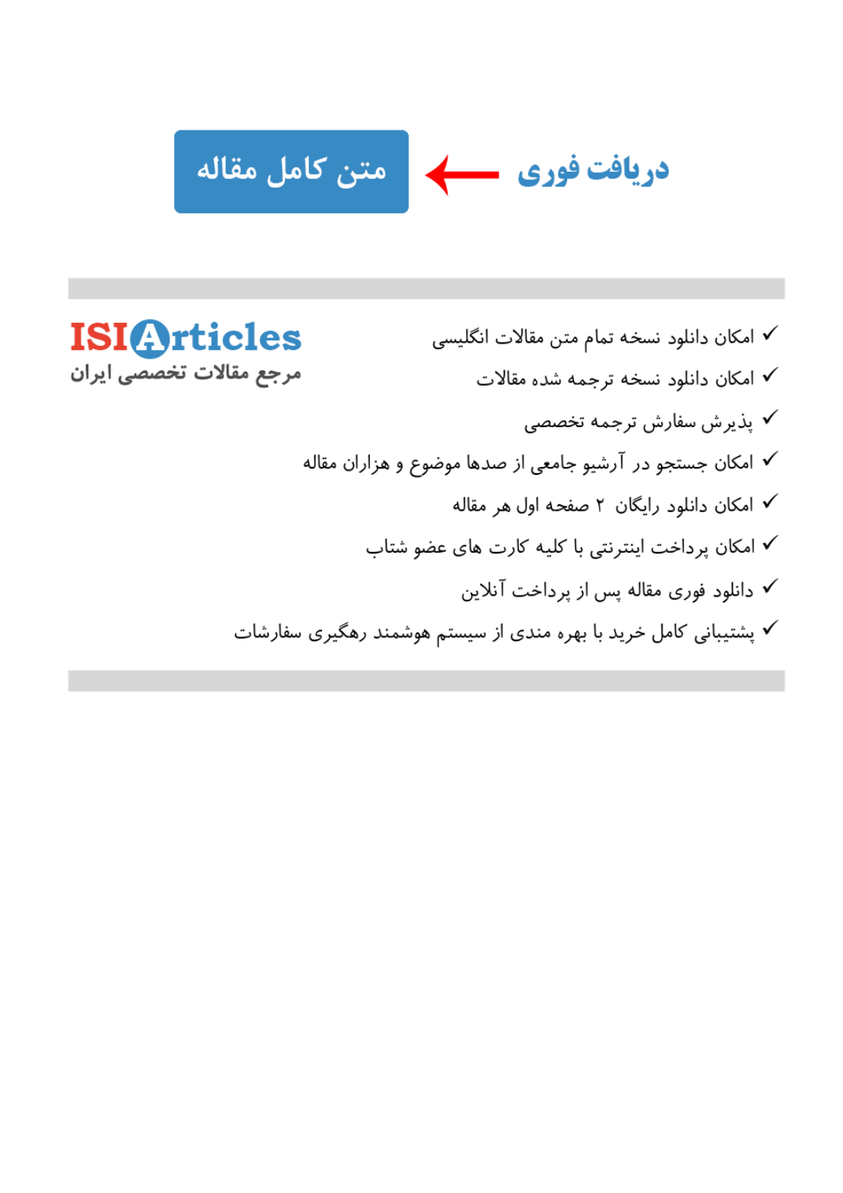متن کامل مقاله ← دریافت فوری

**ISIArticles**
مرجع مقالات تخصصی ایران

- ✓ امکان دانلود نسخه تمام متن مقالات انگلیسی
- ✓ امکان دانلود نسخه ترجمه شده مقالات
- ✓ پذیرش سفارش ترجمه تخصصی
- ✓ امکان جستجو در آرشیو جامعی از صدها موضوع و هزاران مقاله
- ✓ امکان دانلود رایگان ۲ صفحه اول هر مقاله
- ✓ امکان پرداخت اینترنتی با کلیه کارت های عضو شتاب
- ✓ دانلود فوری مقاله پس از پرداخت آنلاین
- ✓ پشتیبانی کامل خرید با بهره مندی از سیستم هوشمند رهگیری سفارشات